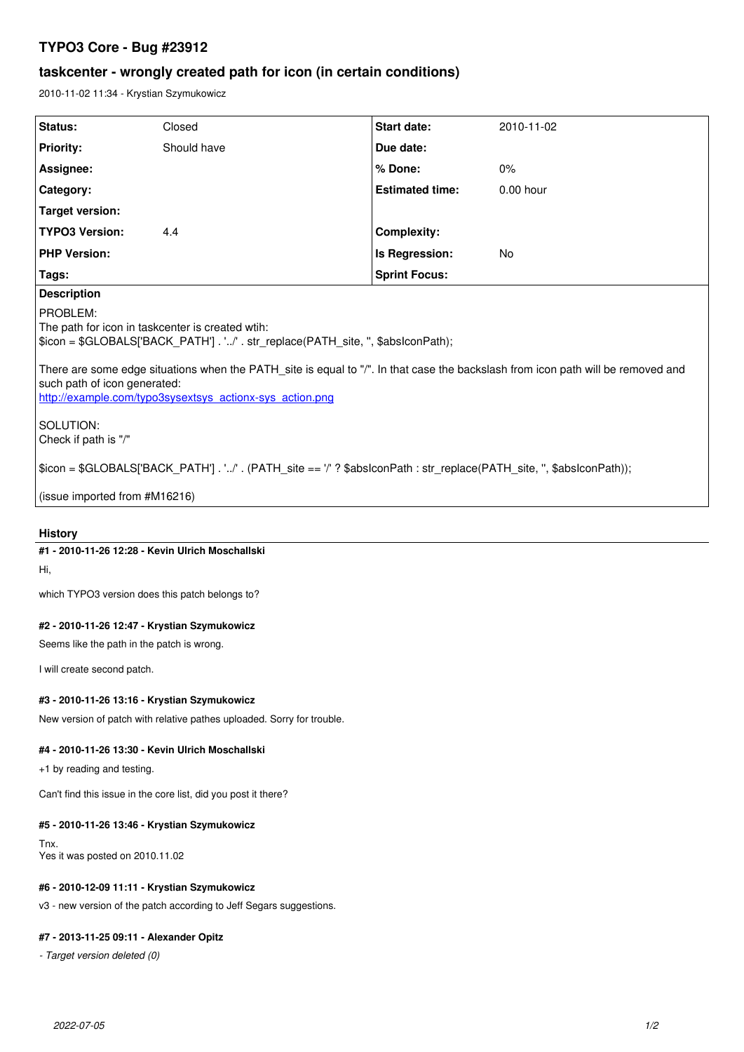# TYPO3 Core - Bug #23912

## taskcenter - wrongly created path for icon (in certain conditions)

2010-11-02 11:34 - Krystian Szymukowicz

| Status: | Closed | Start date: | 2010-11-02 |
|---|---|---|---|
| Priority: | Should have | Due date: | |
| Assignee: | | % Done: | 0% |
| Category: | | Estimated time: | 0.00 hour |
| Target version: | | | |
| TYPO3 Version: | 4.4 | Complexity: | |
| PHP Version: | | Is Regression: | No |
| Tags: | | Sprint Focus: | |

**Description**

PROBLEM:
The path for icon in taskcenter is created wtih:
$icon = $GLOBALS['BACK_PATH'] . '../' . str_replace(PATH_site, '', $absIconPath);

There are some edge situations when the PATH_site is equal to "/". In that case the backslash from icon path will be removed and such path of icon generated:
http://example.com/typo3sysextsys_actionx-sys_action.png

SOLUTION:
Check if path is "/"

$icon = $GLOBALS['BACK_PATH'] . '../' . (PATH_site == '/' ? $absIconPath : str_replace(PATH_site, '', $absIconPath));

(issue imported from #M16216)

## History

**#1 - 2010-11-26 12:28 - Kevin Ulrich Moschallski**

Hi,

which TYPO3 version does this patch belongs to?

**#2 - 2010-11-26 12:47 - Krystian Szymukowicz**

Seems like the path in the patch is wrong.

I will create second patch.

**#3 - 2010-11-26 13:16 - Krystian Szymukowicz**

New version of patch with relative pathes uploaded. Sorry for trouble.

**#4 - 2010-11-26 13:30 - Kevin Ulrich Moschallski**

+1 by reading and testing.

Can't find this issue in the core list, did you post it there?

**#5 - 2010-11-26 13:46 - Krystian Szymukowicz**

Tnx.
Yes it was posted on 2010.11.02

**#6 - 2010-12-09 11:11 - Krystian Szymukowicz**

v3 - new version of the patch according to Jeff Segars suggestions.

**#7 - 2013-11-25 09:11 - Alexander Opitz**

*- Target version deleted (0)*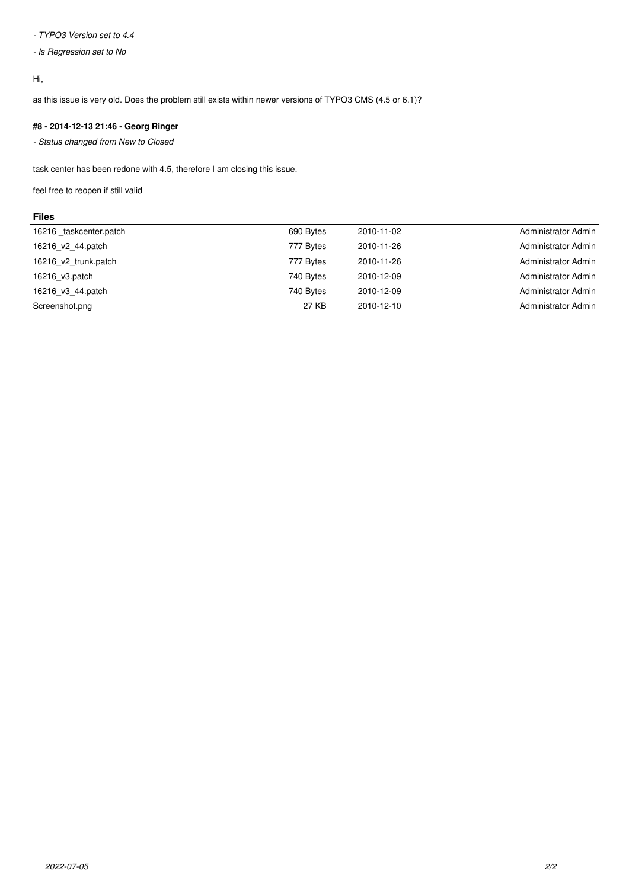*- TYPO3 Version set to 4.4*

*- Is Regression set to No*

Hi,

as this issue is very old. Does the problem still exists within newer versions of TYPO3 CMS (4.5 or 6.1)?

#### #8 - 2014-12-13 21:46 - Georg Ringer

*- Status changed from New to Closed*

task center has been redone with 4.5, therefore I am closing this issue.

feel free to reopen if still valid

### Files

| | | | |
|---|---|---|---|
| 16216 _taskcenter.patch | 690 Bytes | 2010-11-02 | Administrator Admin |
| 16216_v2_44.patch | 777 Bytes | 2010-11-26 | Administrator Admin |
| 16216_v2_trunk.patch | 777 Bytes | 2010-11-26 | Administrator Admin |
| 16216_v3.patch | 740 Bytes | 2010-12-09 | Administrator Admin |
| 16216_v3_44.patch | 740 Bytes | 2010-12-09 | Administrator Admin |
| Screenshot.png | 27 KB | 2010-12-10 | Administrator Admin |